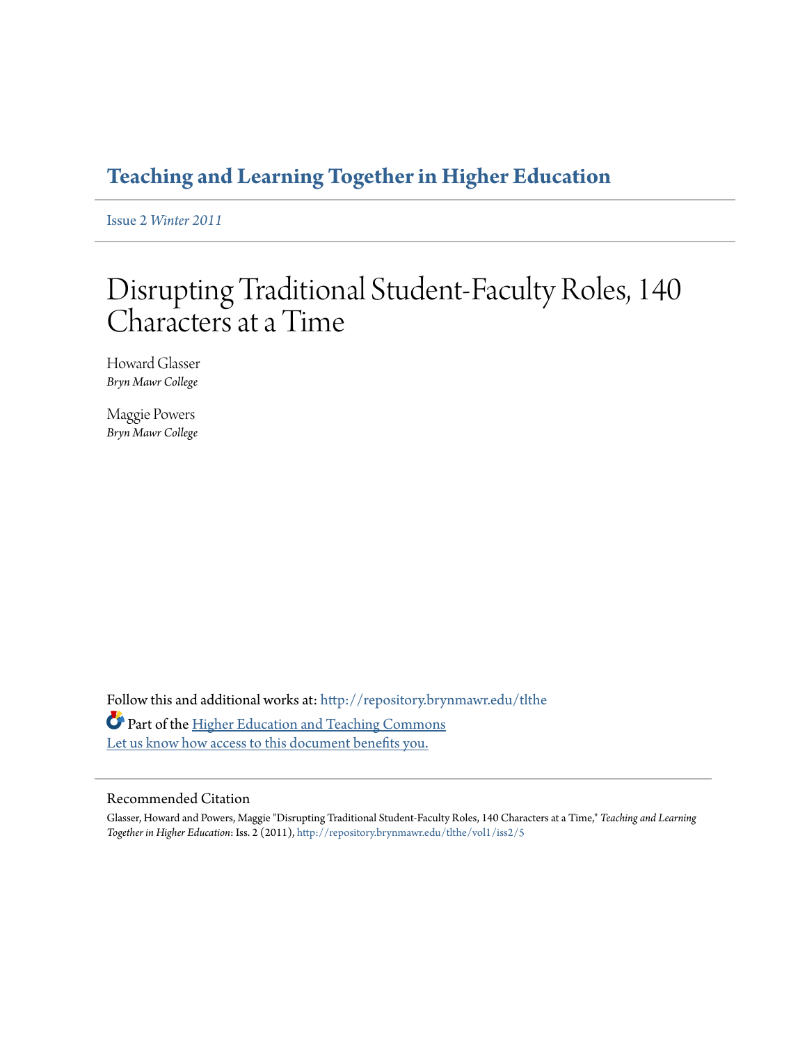**Teaching and Learning Together in Higher Education**

Issue 2 *Winter 2011*

# Disrupting Traditional Student-Faculty Roles, 140 Characters at a Time

Howard Glasser
*Bryn Mawr College*

Maggie Powers
*Bryn Mawr College*

Follow this and additional works at: http://repository.brynmawr.edu/tlthe

Part of the Higher Education and Teaching Commons

Let us know how access to this document benefits you.

## Recommended Citation

Glasser, Howard and Powers, Maggie "Disrupting Traditional Student-Faculty Roles, 140 Characters at a Time," *Teaching and Learning Together in Higher Education*: Iss. 2 (2011), http://repository.brynmawr.edu/tlthe/vol1/iss2/5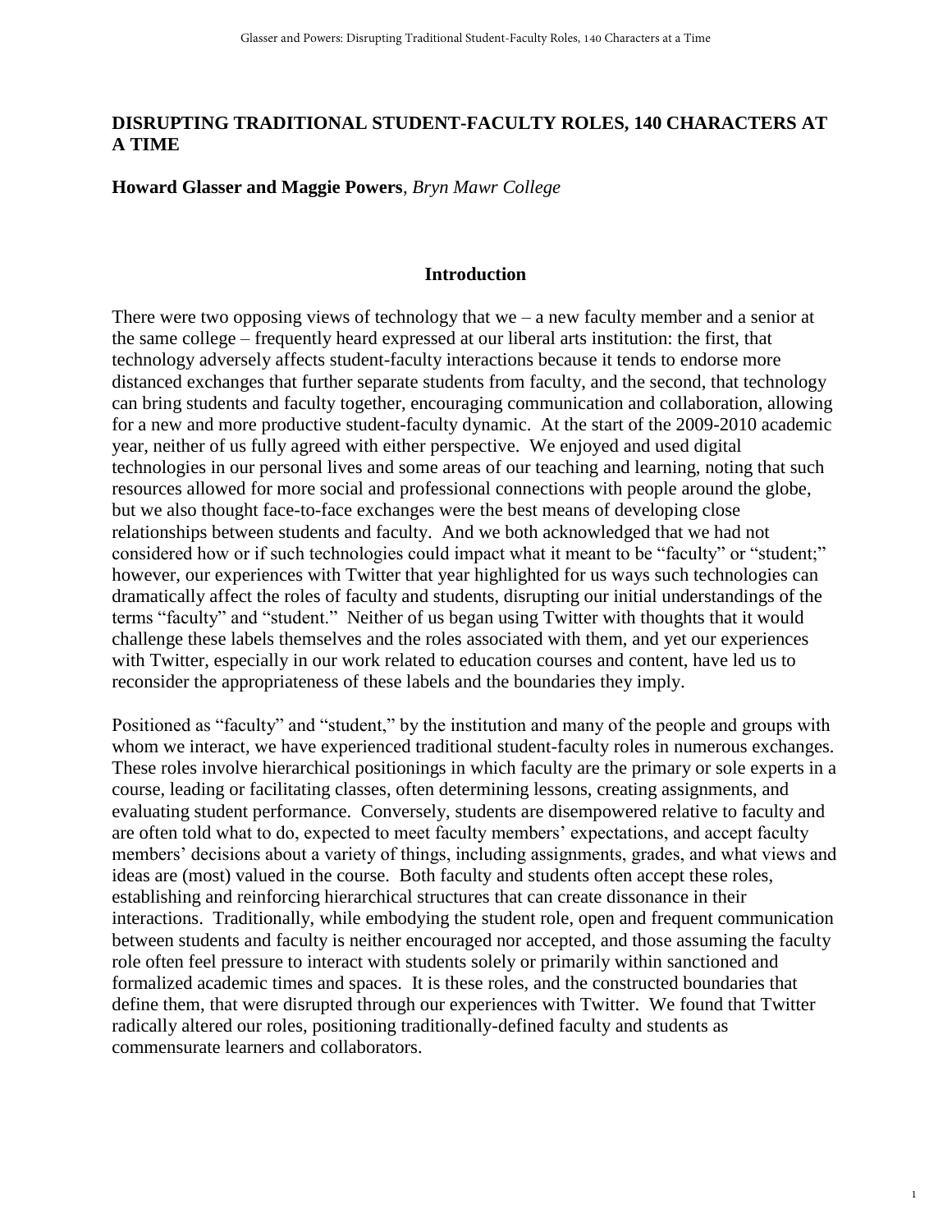# DISRUPTING TRADITIONAL STUDENT-FACULTY ROLES, 140 CHARACTERS AT A TIME

**Howard Glasser and Maggie Powers**, *Bryn Mawr College*

## Introduction

There were two opposing views of technology that we – a new faculty member and a senior at the same college – frequently heard expressed at our liberal arts institution: the first, that technology adversely affects student-faculty interactions because it tends to endorse more distanced exchanges that further separate students from faculty, and the second, that technology can bring students and faculty together, encouraging communication and collaboration, allowing for a new and more productive student-faculty dynamic. At the start of the 2009-2010 academic year, neither of us fully agreed with either perspective. We enjoyed and used digital technologies in our personal lives and some areas of our teaching and learning, noting that such resources allowed for more social and professional connections with people around the globe, but we also thought face-to-face exchanges were the best means of developing close relationships between students and faculty. And we both acknowledged that we had not considered how or if such technologies could impact what it meant to be "faculty" or "student;" however, our experiences with Twitter that year highlighted for us ways such technologies can dramatically affect the roles of faculty and students, disrupting our initial understandings of the terms "faculty" and "student." Neither of us began using Twitter with thoughts that it would challenge these labels themselves and the roles associated with them, and yet our experiences with Twitter, especially in our work related to education courses and content, have led us to reconsider the appropriateness of these labels and the boundaries they imply.

Positioned as "faculty" and "student," by the institution and many of the people and groups with whom we interact, we have experienced traditional student-faculty roles in numerous exchanges. These roles involve hierarchical positionings in which faculty are the primary or sole experts in a course, leading or facilitating classes, often determining lessons, creating assignments, and evaluating student performance. Conversely, students are disempowered relative to faculty and are often told what to do, expected to meet faculty members' expectations, and accept faculty members' decisions about a variety of things, including assignments, grades, and what views and ideas are (most) valued in the course. Both faculty and students often accept these roles, establishing and reinforcing hierarchical structures that can create dissonance in their interactions. Traditionally, while embodying the student role, open and frequent communication between students and faculty is neither encouraged nor accepted, and those assuming the faculty role often feel pressure to interact with students solely or primarily within sanctioned and formalized academic times and spaces. It is these roles, and the constructed boundaries that define them, that were disrupted through our experiences with Twitter. We found that Twitter radically altered our roles, positioning traditionally-defined faculty and students as commensurate learners and collaborators.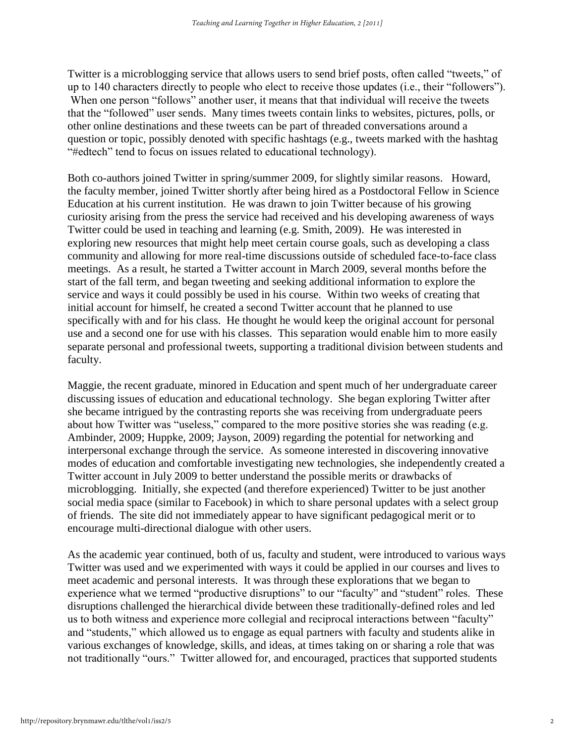Twitter is a microblogging service that allows users to send brief posts, often called "tweets," of up to 140 characters directly to people who elect to receive those updates (i.e., their "followers"). When one person "follows" another user, it means that that individual will receive the tweets that the "followed" user sends. Many times tweets contain links to websites, pictures, polls, or other online destinations and these tweets can be part of threaded conversations around a question or topic, possibly denoted with specific hashtags (e.g., tweets marked with the hashtag "#edtech" tend to focus on issues related to educational technology).

Both co-authors joined Twitter in spring/summer 2009, for slightly similar reasons. Howard, the faculty member, joined Twitter shortly after being hired as a Postdoctoral Fellow in Science Education at his current institution. He was drawn to join Twitter because of his growing curiosity arising from the press the service had received and his developing awareness of ways Twitter could be used in teaching and learning (e.g. Smith, 2009). He was interested in exploring new resources that might help meet certain course goals, such as developing a class community and allowing for more real-time discussions outside of scheduled face-to-face class meetings. As a result, he started a Twitter account in March 2009, several months before the start of the fall term, and began tweeting and seeking additional information to explore the service and ways it could possibly be used in his course. Within two weeks of creating that initial account for himself, he created a second Twitter account that he planned to use specifically with and for his class. He thought he would keep the original account for personal use and a second one for use with his classes. This separation would enable him to more easily separate personal and professional tweets, supporting a traditional division between students and faculty.

Maggie, the recent graduate, minored in Education and spent much of her undergraduate career discussing issues of education and educational technology. She began exploring Twitter after she became intrigued by the contrasting reports she was receiving from undergraduate peers about how Twitter was "useless," compared to the more positive stories she was reading (e.g. Ambinder, 2009; Huppke, 2009; Jayson, 2009) regarding the potential for networking and interpersonal exchange through the service. As someone interested in discovering innovative modes of education and comfortable investigating new technologies, she independently created a Twitter account in July 2009 to better understand the possible merits or drawbacks of microblogging. Initially, she expected (and therefore experienced) Twitter to be just another social media space (similar to Facebook) in which to share personal updates with a select group of friends. The site did not immediately appear to have significant pedagogical merit or to encourage multi-directional dialogue with other users.

As the academic year continued, both of us, faculty and student, were introduced to various ways Twitter was used and we experimented with ways it could be applied in our courses and lives to meet academic and personal interests. It was through these explorations that we began to experience what we termed "productive disruptions" to our "faculty" and "student" roles. These disruptions challenged the hierarchical divide between these traditionally-defined roles and led us to both witness and experience more collegial and reciprocal interactions between "faculty" and "students," which allowed us to engage as equal partners with faculty and students alike in various exchanges of knowledge, skills, and ideas, at times taking on or sharing a role that was not traditionally "ours." Twitter allowed for, and encouraged, practices that supported students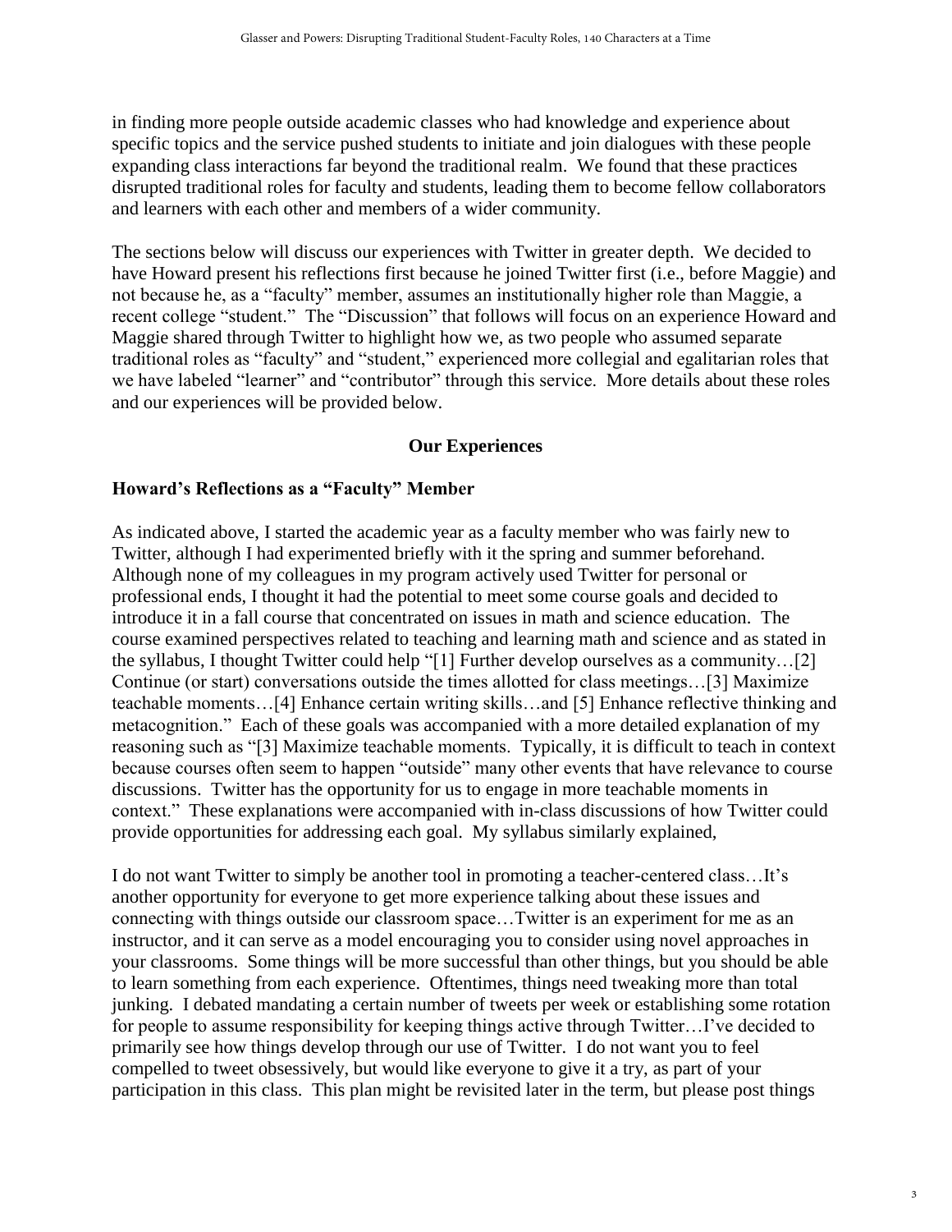in finding more people outside academic classes who had knowledge and experience about specific topics and the service pushed students to initiate and join dialogues with these people expanding class interactions far beyond the traditional realm. We found that these practices disrupted traditional roles for faculty and students, leading them to become fellow collaborators and learners with each other and members of a wider community.

The sections below will discuss our experiences with Twitter in greater depth. We decided to have Howard present his reflections first because he joined Twitter first (i.e., before Maggie) and not because he, as a "faculty" member, assumes an institutionally higher role than Maggie, a recent college "student." The "Discussion" that follows will focus on an experience Howard and Maggie shared through Twitter to highlight how we, as two people who assumed separate traditional roles as "faculty" and "student," experienced more collegial and egalitarian roles that we have labeled "learner" and "contributor" through this service. More details about these roles and our experiences will be provided below.

## Our Experiences

### Howard's Reflections as a "Faculty" Member

As indicated above, I started the academic year as a faculty member who was fairly new to Twitter, although I had experimented briefly with it the spring and summer beforehand. Although none of my colleagues in my program actively used Twitter for personal or professional ends, I thought it had the potential to meet some course goals and decided to introduce it in a fall course that concentrated on issues in math and science education. The course examined perspectives related to teaching and learning math and science and as stated in the syllabus, I thought Twitter could help "[1] Further develop ourselves as a community…[2] Continue (or start) conversations outside the times allotted for class meetings…[3] Maximize teachable moments…[4] Enhance certain writing skills…and [5] Enhance reflective thinking and metacognition." Each of these goals was accompanied with a more detailed explanation of my reasoning such as "[3] Maximize teachable moments. Typically, it is difficult to teach in context because courses often seem to happen "outside" many other events that have relevance to course discussions. Twitter has the opportunity for us to engage in more teachable moments in context." These explanations were accompanied with in-class discussions of how Twitter could provide opportunities for addressing each goal. My syllabus similarly explained,

I do not want Twitter to simply be another tool in promoting a teacher-centered class…It's another opportunity for everyone to get more experience talking about these issues and connecting with things outside our classroom space…Twitter is an experiment for me as an instructor, and it can serve as a model encouraging you to consider using novel approaches in your classrooms. Some things will be more successful than other things, but you should be able to learn something from each experience. Oftentimes, things need tweaking more than total junking. I debated mandating a certain number of tweets per week or establishing some rotation for people to assume responsibility for keeping things active through Twitter…I've decided to primarily see how things develop through our use of Twitter. I do not want you to feel compelled to tweet obsessively, but would like everyone to give it a try, as part of your participation in this class. This plan might be revisited later in the term, but please post things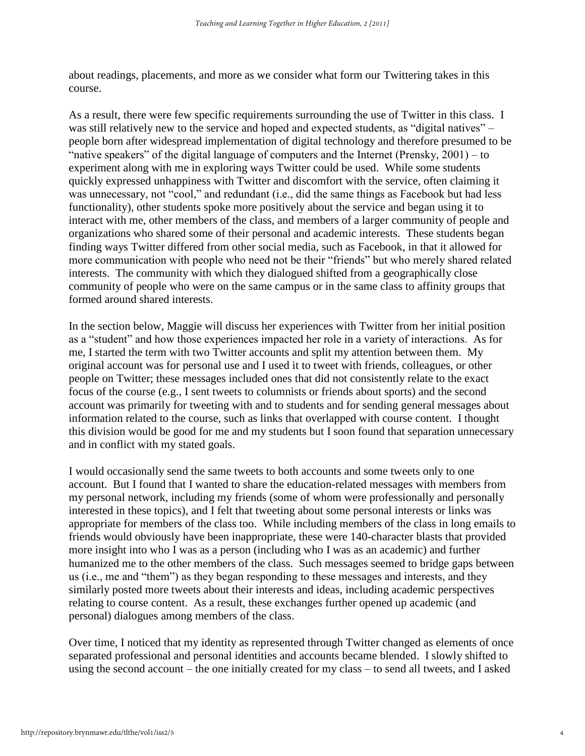about readings, placements, and more as we consider what form our Twittering takes in this course.

As a result, there were few specific requirements surrounding the use of Twitter in this class. I was still relatively new to the service and hoped and expected students, as "digital natives" – people born after widespread implementation of digital technology and therefore presumed to be "native speakers" of the digital language of computers and the Internet (Prensky, 2001) – to experiment along with me in exploring ways Twitter could be used. While some students quickly expressed unhappiness with Twitter and discomfort with the service, often claiming it was unnecessary, not "cool," and redundant (i.e., did the same things as Facebook but had less functionality), other students spoke more positively about the service and began using it to interact with me, other members of the class, and members of a larger community of people and organizations who shared some of their personal and academic interests. These students began finding ways Twitter differed from other social media, such as Facebook, in that it allowed for more communication with people who need not be their "friends" but who merely shared related interests. The community with which they dialogued shifted from a geographically close community of people who were on the same campus or in the same class to affinity groups that formed around shared interests.

In the section below, Maggie will discuss her experiences with Twitter from her initial position as a "student" and how those experiences impacted her role in a variety of interactions. As for me, I started the term with two Twitter accounts and split my attention between them. My original account was for personal use and I used it to tweet with friends, colleagues, or other people on Twitter; these messages included ones that did not consistently relate to the exact focus of the course (e.g., I sent tweets to columnists or friends about sports) and the second account was primarily for tweeting with and to students and for sending general messages about information related to the course, such as links that overlapped with course content. I thought this division would be good for me and my students but I soon found that separation unnecessary and in conflict with my stated goals.

I would occasionally send the same tweets to both accounts and some tweets only to one account. But I found that I wanted to share the education-related messages with members from my personal network, including my friends (some of whom were professionally and personally interested in these topics), and I felt that tweeting about some personal interests or links was appropriate for members of the class too. While including members of the class in long emails to friends would obviously have been inappropriate, these were 140-character blasts that provided more insight into who I was as a person (including who I was as an academic) and further humanized me to the other members of the class. Such messages seemed to bridge gaps between us (i.e., me and "them") as they began responding to these messages and interests, and they similarly posted more tweets about their interests and ideas, including academic perspectives relating to course content. As a result, these exchanges further opened up academic (and personal) dialogues among members of the class.

Over time, I noticed that my identity as represented through Twitter changed as elements of once separated professional and personal identities and accounts became blended. I slowly shifted to using the second account – the one initially created for my class – to send all tweets, and I asked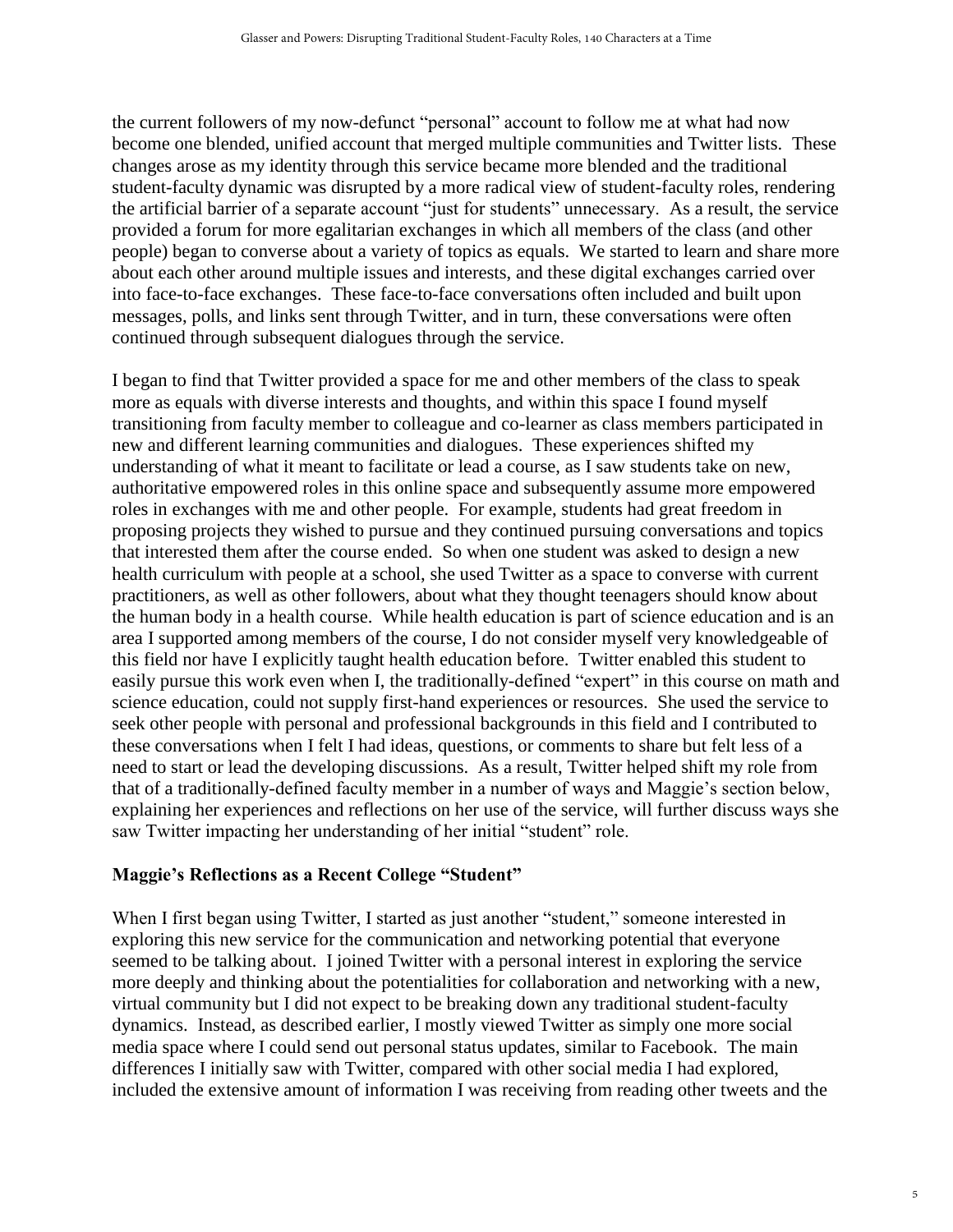the current followers of my now-defunct "personal" account to follow me at what had now become one blended, unified account that merged multiple communities and Twitter lists. These changes arose as my identity through this service became more blended and the traditional student-faculty dynamic was disrupted by a more radical view of student-faculty roles, rendering the artificial barrier of a separate account "just for students" unnecessary. As a result, the service provided a forum for more egalitarian exchanges in which all members of the class (and other people) began to converse about a variety of topics as equals. We started to learn and share more about each other around multiple issues and interests, and these digital exchanges carried over into face-to-face exchanges. These face-to-face conversations often included and built upon messages, polls, and links sent through Twitter, and in turn, these conversations were often continued through subsequent dialogues through the service.

I began to find that Twitter provided a space for me and other members of the class to speak more as equals with diverse interests and thoughts, and within this space I found myself transitioning from faculty member to colleague and co-learner as class members participated in new and different learning communities and dialogues. These experiences shifted my understanding of what it meant to facilitate or lead a course, as I saw students take on new, authoritative empowered roles in this online space and subsequently assume more empowered roles in exchanges with me and other people. For example, students had great freedom in proposing projects they wished to pursue and they continued pursuing conversations and topics that interested them after the course ended. So when one student was asked to design a new health curriculum with people at a school, she used Twitter as a space to converse with current practitioners, as well as other followers, about what they thought teenagers should know about the human body in a health course. While health education is part of science education and is an area I supported among members of the course, I do not consider myself very knowledgeable of this field nor have I explicitly taught health education before. Twitter enabled this student to easily pursue this work even when I, the traditionally-defined "expert" in this course on math and science education, could not supply first-hand experiences or resources. She used the service to seek other people with personal and professional backgrounds in this field and I contributed to these conversations when I felt I had ideas, questions, or comments to share but felt less of a need to start or lead the developing discussions. As a result, Twitter helped shift my role from that of a traditionally-defined faculty member in a number of ways and Maggie's section below, explaining her experiences and reflections on her use of the service, will further discuss ways she saw Twitter impacting her understanding of her initial "student" role.

## Maggie's Reflections as a Recent College "Student"

When I first began using Twitter, I started as just another "student," someone interested in exploring this new service for the communication and networking potential that everyone seemed to be talking about. I joined Twitter with a personal interest in exploring the service more deeply and thinking about the potentialities for collaboration and networking with a new, virtual community but I did not expect to be breaking down any traditional student-faculty dynamics. Instead, as described earlier, I mostly viewed Twitter as simply one more social media space where I could send out personal status updates, similar to Facebook. The main differences I initially saw with Twitter, compared with other social media I had explored, included the extensive amount of information I was receiving from reading other tweets and the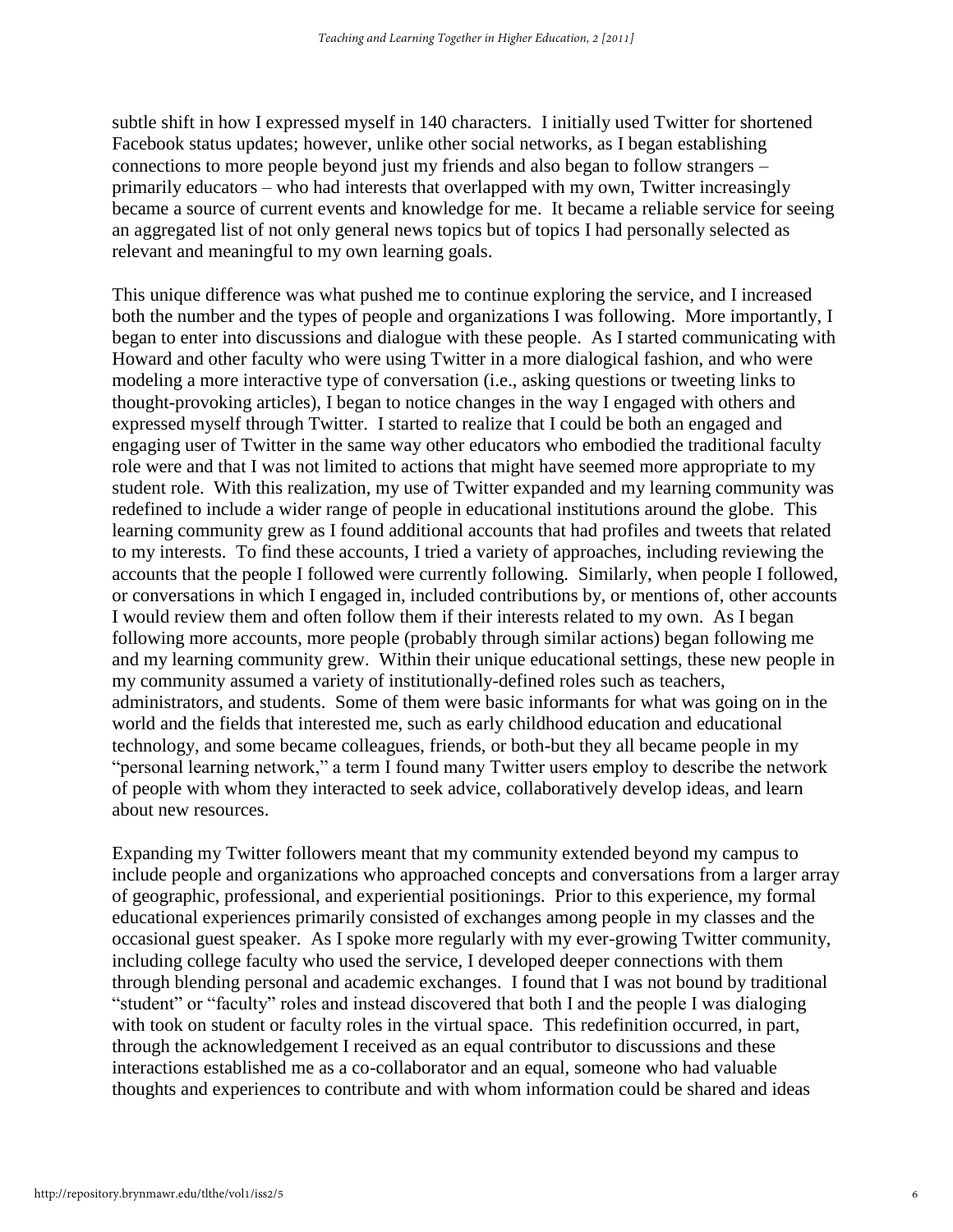subtle shift in how I expressed myself in 140 characters. I initially used Twitter for shortened Facebook status updates; however, unlike other social networks, as I began establishing connections to more people beyond just my friends and also began to follow strangers – primarily educators – who had interests that overlapped with my own, Twitter increasingly became a source of current events and knowledge for me. It became a reliable service for seeing an aggregated list of not only general news topics but of topics I had personally selected as relevant and meaningful to my own learning goals.

This unique difference was what pushed me to continue exploring the service, and I increased both the number and the types of people and organizations I was following. More importantly, I began to enter into discussions and dialogue with these people. As I started communicating with Howard and other faculty who were using Twitter in a more dialogical fashion, and who were modeling a more interactive type of conversation (i.e., asking questions or tweeting links to thought-provoking articles), I began to notice changes in the way I engaged with others and expressed myself through Twitter. I started to realize that I could be both an engaged and engaging user of Twitter in the same way other educators who embodied the traditional faculty role were and that I was not limited to actions that might have seemed more appropriate to my student role. With this realization, my use of Twitter expanded and my learning community was redefined to include a wider range of people in educational institutions around the globe. This learning community grew as I found additional accounts that had profiles and tweets that related to my interests. To find these accounts, I tried a variety of approaches, including reviewing the accounts that the people I followed were currently following. Similarly, when people I followed, or conversations in which I engaged in, included contributions by, or mentions of, other accounts I would review them and often follow them if their interests related to my own. As I began following more accounts, more people (probably through similar actions) began following me and my learning community grew. Within their unique educational settings, these new people in my community assumed a variety of institutionally-defined roles such as teachers, administrators, and students. Some of them were basic informants for what was going on in the world and the fields that interested me, such as early childhood education and educational technology, and some became colleagues, friends, or both-but they all became people in my "personal learning network," a term I found many Twitter users employ to describe the network of people with whom they interacted to seek advice, collaboratively develop ideas, and learn about new resources.

Expanding my Twitter followers meant that my community extended beyond my campus to include people and organizations who approached concepts and conversations from a larger array of geographic, professional, and experiential positionings. Prior to this experience, my formal educational experiences primarily consisted of exchanges among people in my classes and the occasional guest speaker. As I spoke more regularly with my ever-growing Twitter community, including college faculty who used the service, I developed deeper connections with them through blending personal and academic exchanges. I found that I was not bound by traditional "student" or "faculty" roles and instead discovered that both I and the people I was dialoging with took on student or faculty roles in the virtual space. This redefinition occurred, in part, through the acknowledgement I received as an equal contributor to discussions and these interactions established me as a co-collaborator and an equal, someone who had valuable thoughts and experiences to contribute and with whom information could be shared and ideas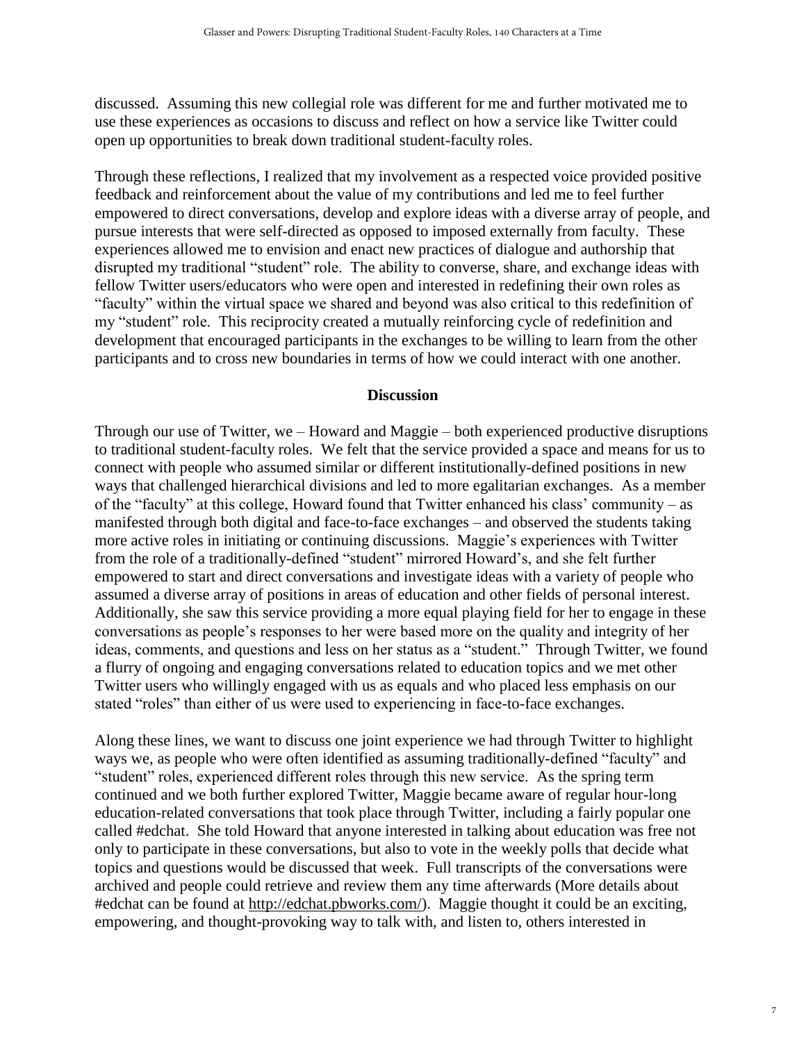discussed. Assuming this new collegial role was different for me and further motivated me to use these experiences as occasions to discuss and reflect on how a service like Twitter could open up opportunities to break down traditional student-faculty roles.

Through these reflections, I realized that my involvement as a respected voice provided positive feedback and reinforcement about the value of my contributions and led me to feel further empowered to direct conversations, develop and explore ideas with a diverse array of people, and pursue interests that were self-directed as opposed to imposed externally from faculty. These experiences allowed me to envision and enact new practices of dialogue and authorship that disrupted my traditional "student" role. The ability to converse, share, and exchange ideas with fellow Twitter users/educators who were open and interested in redefining their own roles as "faculty" within the virtual space we shared and beyond was also critical to this redefinition of my "student" role. This reciprocity created a mutually reinforcing cycle of redefinition and development that encouraged participants in the exchanges to be willing to learn from the other participants and to cross new boundaries in terms of how we could interact with one another.

## Discussion

Through our use of Twitter, we – Howard and Maggie – both experienced productive disruptions to traditional student-faculty roles. We felt that the service provided a space and means for us to connect with people who assumed similar or different institutionally-defined positions in new ways that challenged hierarchical divisions and led to more egalitarian exchanges. As a member of the "faculty" at this college, Howard found that Twitter enhanced his class' community – as manifested through both digital and face-to-face exchanges – and observed the students taking more active roles in initiating or continuing discussions. Maggie's experiences with Twitter from the role of a traditionally-defined "student" mirrored Howard's, and she felt further empowered to start and direct conversations and investigate ideas with a variety of people who assumed a diverse array of positions in areas of education and other fields of personal interest. Additionally, she saw this service providing a more equal playing field for her to engage in these conversations as people's responses to her were based more on the quality and integrity of her ideas, comments, and questions and less on her status as a "student." Through Twitter, we found a flurry of ongoing and engaging conversations related to education topics and we met other Twitter users who willingly engaged with us as equals and who placed less emphasis on our stated "roles" than either of us were used to experiencing in face-to-face exchanges.

Along these lines, we want to discuss one joint experience we had through Twitter to highlight ways we, as people who were often identified as assuming traditionally-defined "faculty" and "student" roles, experienced different roles through this new service. As the spring term continued and we both further explored Twitter, Maggie became aware of regular hour-long education-related conversations that took place through Twitter, including a fairly popular one called #edchat. She told Howard that anyone interested in talking about education was free not only to participate in these conversations, but also to vote in the weekly polls that decide what topics and questions would be discussed that week. Full transcripts of the conversations were archived and people could retrieve and review them any time afterwards (More details about #edchat can be found at http://edchat.pbworks.com/). Maggie thought it could be an exciting, empowering, and thought-provoking way to talk with, and listen to, others interested in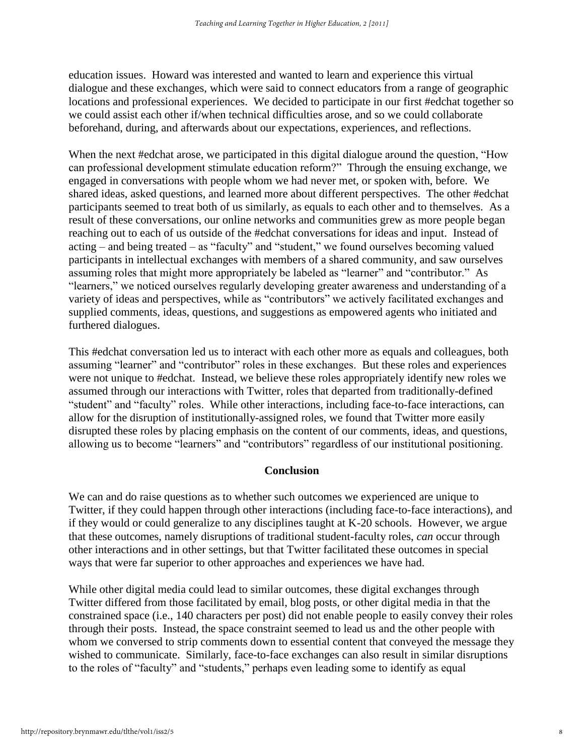education issues. Howard was interested and wanted to learn and experience this virtual dialogue and these exchanges, which were said to connect educators from a range of geographic locations and professional experiences. We decided to participate in our first #edchat together so we could assist each other if/when technical difficulties arose, and so we could collaborate beforehand, during, and afterwards about our expectations, experiences, and reflections.

When the next #edchat arose, we participated in this digital dialogue around the question, "How can professional development stimulate education reform?" Through the ensuing exchange, we engaged in conversations with people whom we had never met, or spoken with, before. We shared ideas, asked questions, and learned more about different perspectives. The other #edchat participants seemed to treat both of us similarly, as equals to each other and to themselves. As a result of these conversations, our online networks and communities grew as more people began reaching out to each of us outside of the #edchat conversations for ideas and input. Instead of acting – and being treated – as "faculty" and "student," we found ourselves becoming valued participants in intellectual exchanges with members of a shared community, and saw ourselves assuming roles that might more appropriately be labeled as "learner" and "contributor." As "learners," we noticed ourselves regularly developing greater awareness and understanding of a variety of ideas and perspectives, while as "contributors" we actively facilitated exchanges and supplied comments, ideas, questions, and suggestions as empowered agents who initiated and furthered dialogues.

This #edchat conversation led us to interact with each other more as equals and colleagues, both assuming "learner" and "contributor" roles in these exchanges. But these roles and experiences were not unique to #edchat. Instead, we believe these roles appropriately identify new roles we assumed through our interactions with Twitter, roles that departed from traditionally-defined "student" and "faculty" roles. While other interactions, including face-to-face interactions, can allow for the disruption of institutionally-assigned roles, we found that Twitter more easily disrupted these roles by placing emphasis on the content of our comments, ideas, and questions, allowing us to become "learners" and "contributors" regardless of our institutional positioning.

## Conclusion

We can and do raise questions as to whether such outcomes we experienced are unique to Twitter, if they could happen through other interactions (including face-to-face interactions), and if they would or could generalize to any disciplines taught at K-20 schools. However, we argue that these outcomes, namely disruptions of traditional student-faculty roles, *can* occur through other interactions and in other settings, but that Twitter facilitated these outcomes in special ways that were far superior to other approaches and experiences we have had.

While other digital media could lead to similar outcomes, these digital exchanges through Twitter differed from those facilitated by email, blog posts, or other digital media in that the constrained space (i.e., 140 characters per post) did not enable people to easily convey their roles through their posts. Instead, the space constraint seemed to lead us and the other people with whom we conversed to strip comments down to essential content that conveyed the message they wished to communicate. Similarly, face-to-face exchanges can also result in similar disruptions to the roles of "faculty" and "students," perhaps even leading some to identify as equal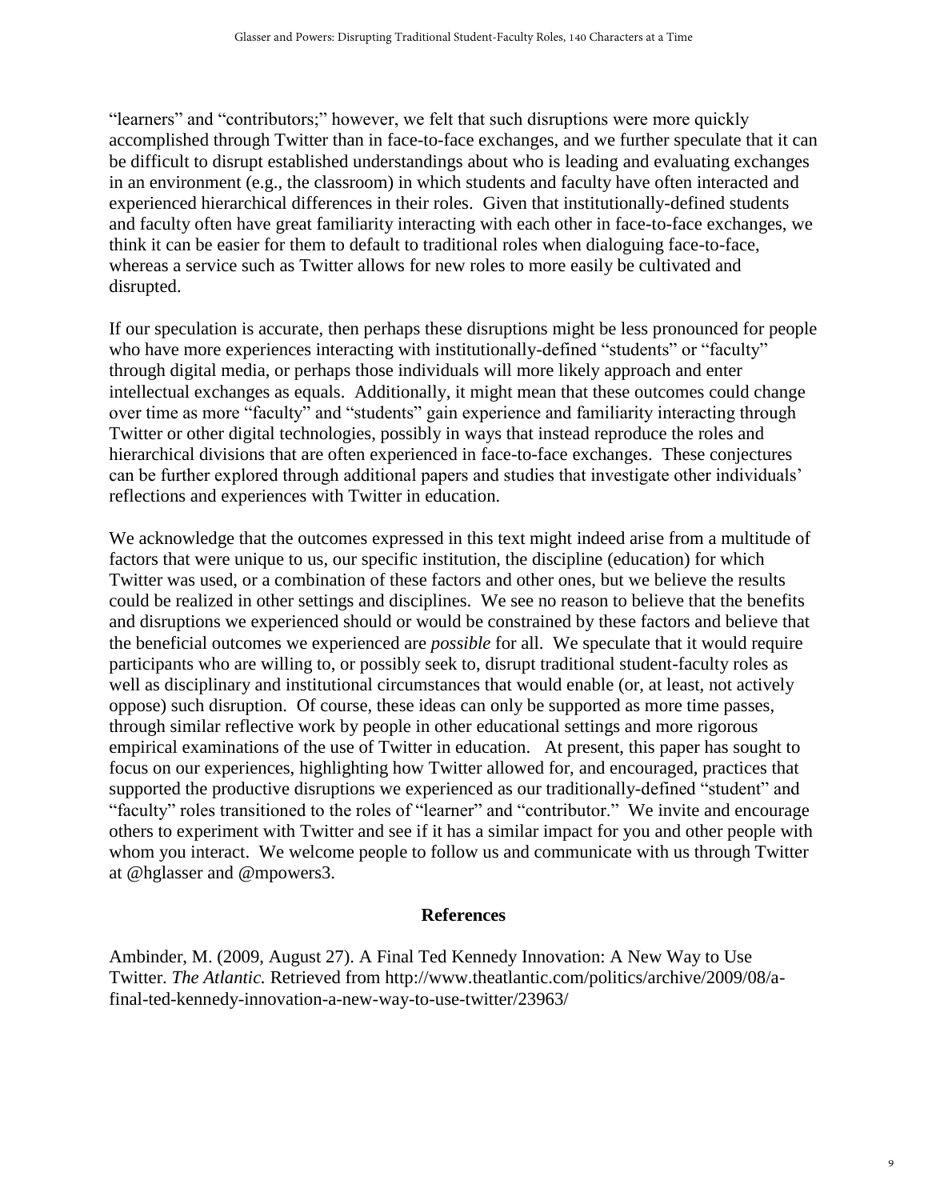"learners" and "contributors;" however, we felt that such disruptions were more quickly accomplished through Twitter than in face-to-face exchanges, and we further speculate that it can be difficult to disrupt established understandings about who is leading and evaluating exchanges in an environment (e.g., the classroom) in which students and faculty have often interacted and experienced hierarchical differences in their roles. Given that institutionally-defined students and faculty often have great familiarity interacting with each other in face-to-face exchanges, we think it can be easier for them to default to traditional roles when dialoguing face-to-face, whereas a service such as Twitter allows for new roles to more easily be cultivated and disrupted.

If our speculation is accurate, then perhaps these disruptions might be less pronounced for people who have more experiences interacting with institutionally-defined "students" or "faculty" through digital media, or perhaps those individuals will more likely approach and enter intellectual exchanges as equals. Additionally, it might mean that these outcomes could change over time as more "faculty" and "students" gain experience and familiarity interacting through Twitter or other digital technologies, possibly in ways that instead reproduce the roles and hierarchical divisions that are often experienced in face-to-face exchanges. These conjectures can be further explored through additional papers and studies that investigate other individuals' reflections and experiences with Twitter in education.

We acknowledge that the outcomes expressed in this text might indeed arise from a multitude of factors that were unique to us, our specific institution, the discipline (education) for which Twitter was used, or a combination of these factors and other ones, but we believe the results could be realized in other settings and disciplines. We see no reason to believe that the benefits and disruptions we experienced should or would be constrained by these factors and believe that the beneficial outcomes we experienced are *possible* for all. We speculate that it would require participants who are willing to, or possibly seek to, disrupt traditional student-faculty roles as well as disciplinary and institutional circumstances that would enable (or, at least, not actively oppose) such disruption. Of course, these ideas can only be supported as more time passes, through similar reflective work by people in other educational settings and more rigorous empirical examinations of the use of Twitter in education. At present, this paper has sought to focus on our experiences, highlighting how Twitter allowed for, and encouraged, practices that supported the productive disruptions we experienced as our traditionally-defined "student" and "faculty" roles transitioned to the roles of "learner" and "contributor." We invite and encourage others to experiment with Twitter and see if it has a similar impact for you and other people with whom you interact. We welcome people to follow us and communicate with us through Twitter at @hglasser and @mpowers3.

## References

Ambinder, M. (2009, August 27). A Final Ted Kennedy Innovation: A New Way to Use Twitter. *The Atlantic.* Retrieved from http://www.theatlantic.com/politics/archive/2009/08/a-final-ted-kennedy-innovation-a-new-way-to-use-twitter/23963/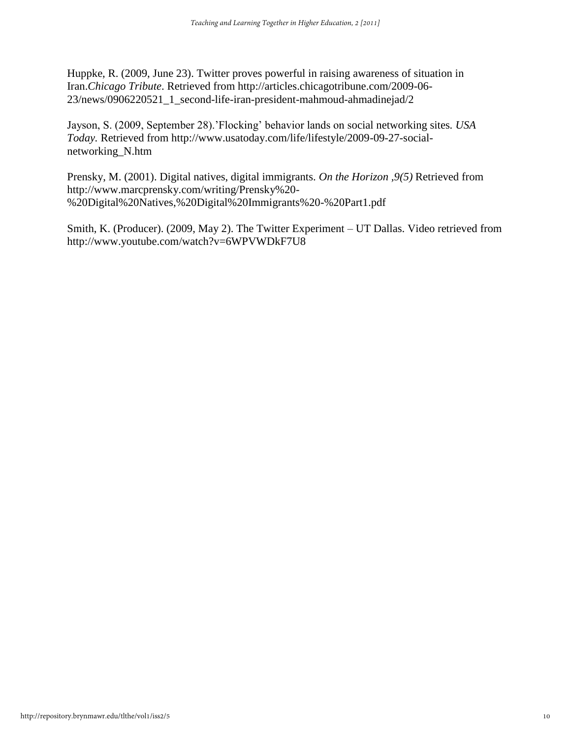Huppke, R. (2009, June 23). Twitter proves powerful in raising awareness of situation in Iran.*Chicago Tribute*. Retrieved from http://articles.chicagotribune.com/2009-06-23/news/0906220521_1_second-life-iran-president-mahmoud-ahmadinejad/2

Jayson, S. (2009, September 28).'Flocking' behavior lands on social networking sites. *USA Today.* Retrieved from http://www.usatoday.com/life/lifestyle/2009-09-27-social-networking_N.htm

Prensky, M. (2001). Digital natives, digital immigrants. *On the Horizon ,9(5)* Retrieved from http://www.marcprensky.com/writing/Prensky%20-%20Digital%20Natives,%20Digital%20Immigrants%20-%20Part1.pdf

Smith, K. (Producer). (2009, May 2). The Twitter Experiment – UT Dallas. Video retrieved from http://www.youtube.com/watch?v=6WPVWDkF7U8